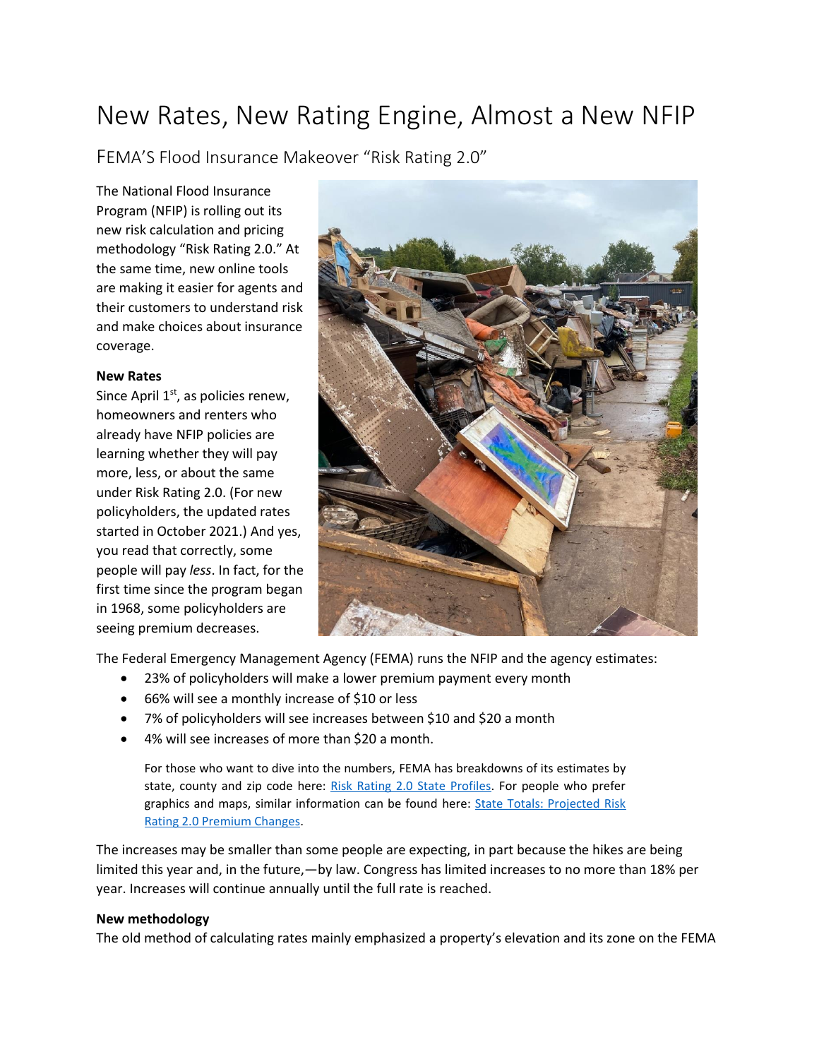# New Rates, New Rating Engine, Almost a New NFIP

## FEMA'S Flood Insurance Makeover "Risk Rating 2.0"

The National Flood Insurance Program (NFIP) is rolling out its new risk calculation and pricing methodology "Risk Rating 2.0." At the same time, new online tools are making it easier for agents and their customers to understand risk and make choices about insurance coverage.

**New Rates**

Since April 1st, as policies renew, homeowners and renters who already have NFIP policies are learning whether they will pay more, less, or about the same under Risk Rating 2.0. (For new policyholders, the updated rates started in October 2021.) And yes, you read that correctly, some people will pay *less*. In fact, for the first time since the program began in 1968, some policyholders are seeing premium decreases.

The Federal Emergency Management Agency (FEMA) runs the NFIP and the agency estimates:

- 23% of policyholders will make a lower premium payment every month
- 66% will see a monthly increase of $10 or less
- 7% of policyholders will see increases between $10 and $20 a month
- 4% will see increases of more than $20 a month.

For those who want to dive into the numbers, FEMA has breakdowns of its estimates by state, county and zip code here: Risk Rating 2.0 State Profiles. For people who prefer graphics and maps, similar information can be found here: State Totals: Projected Risk Rating 2.0 Premium Changes.

The increases may be smaller than some people are expecting, in part because the hikes are being limited this year and, in the future,—by law. Congress has limited increases to no more than 18% per year. Increases will continue annually until the full rate is reached.

**New methodology**

The old method of calculating rates mainly emphasized a property's elevation and its zone on the FEMA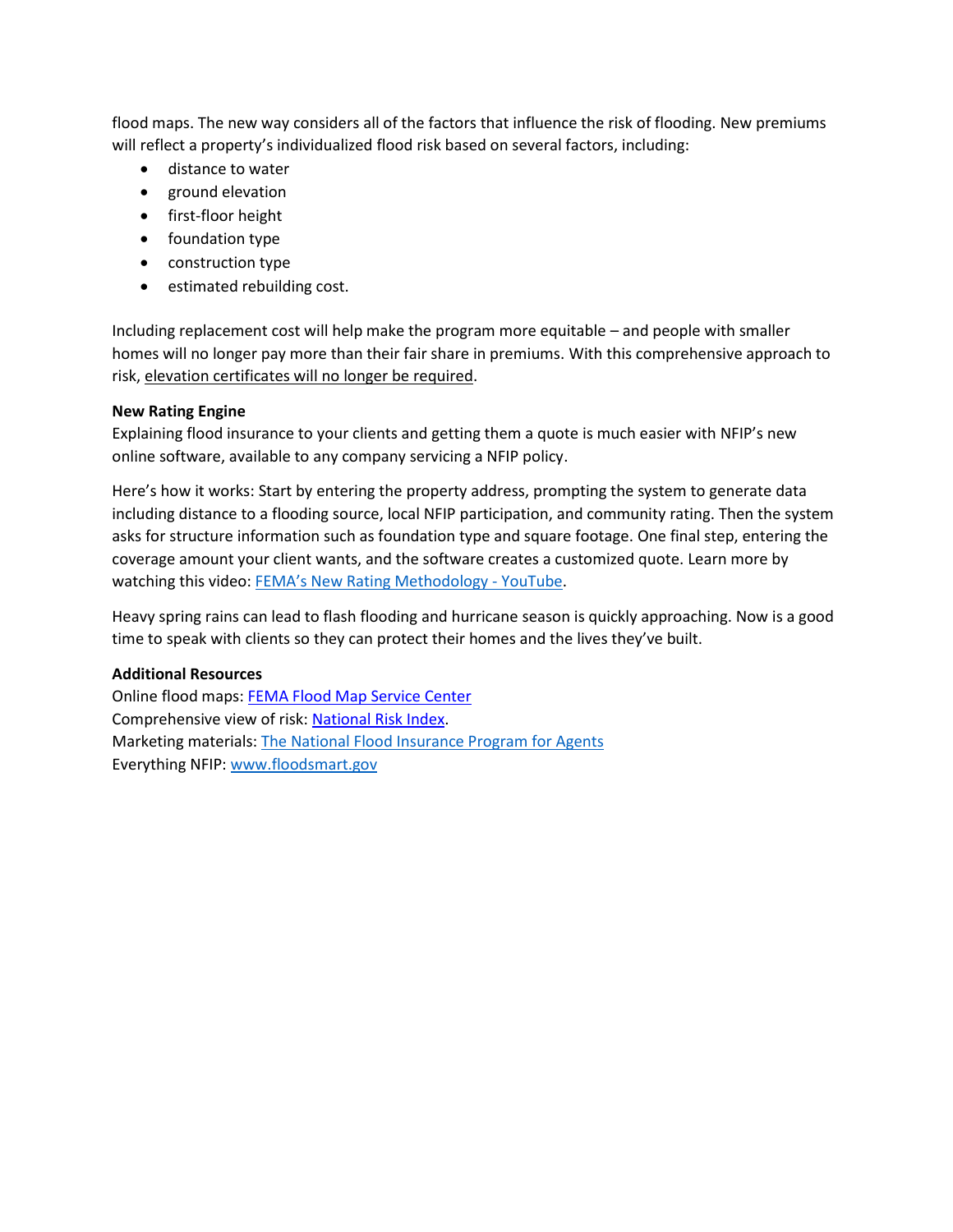flood maps. The new way considers all of the factors that influence the risk of flooding. New premiums will reflect a property's individualized flood risk based on several factors, including:

- distance to water
- ground elevation
- first-floor height
- foundation type
- construction type
- estimated rebuilding cost.

Including replacement cost will help make the program more equitable – and people with smaller homes will no longer pay more than their fair share in premiums. With this comprehensive approach to risk, elevation certificates will no longer be required.

**New Rating Engine**

Explaining flood insurance to your clients and getting them a quote is much easier with NFIP's new online software, available to any company servicing a NFIP policy.

Here's how it works: Start by entering the property address, prompting the system to generate data including distance to a flooding source, local NFIP participation, and community rating. Then the system asks for structure information such as foundation type and square footage. One final step, entering the coverage amount your client wants, and the software creates a customized quote. Learn more by watching this video: FEMA's New Rating Methodology - YouTube.

Heavy spring rains can lead to flash flooding and hurricane season is quickly approaching. Now is a good time to speak with clients so they can protect their homes and the lives they've built.

**Additional Resources**

Online flood maps: FEMA Flood Map Service Center
Comprehensive view of risk: National Risk Index.
Marketing materials: The National Flood Insurance Program for Agents
Everything NFIP: www.floodsmart.gov